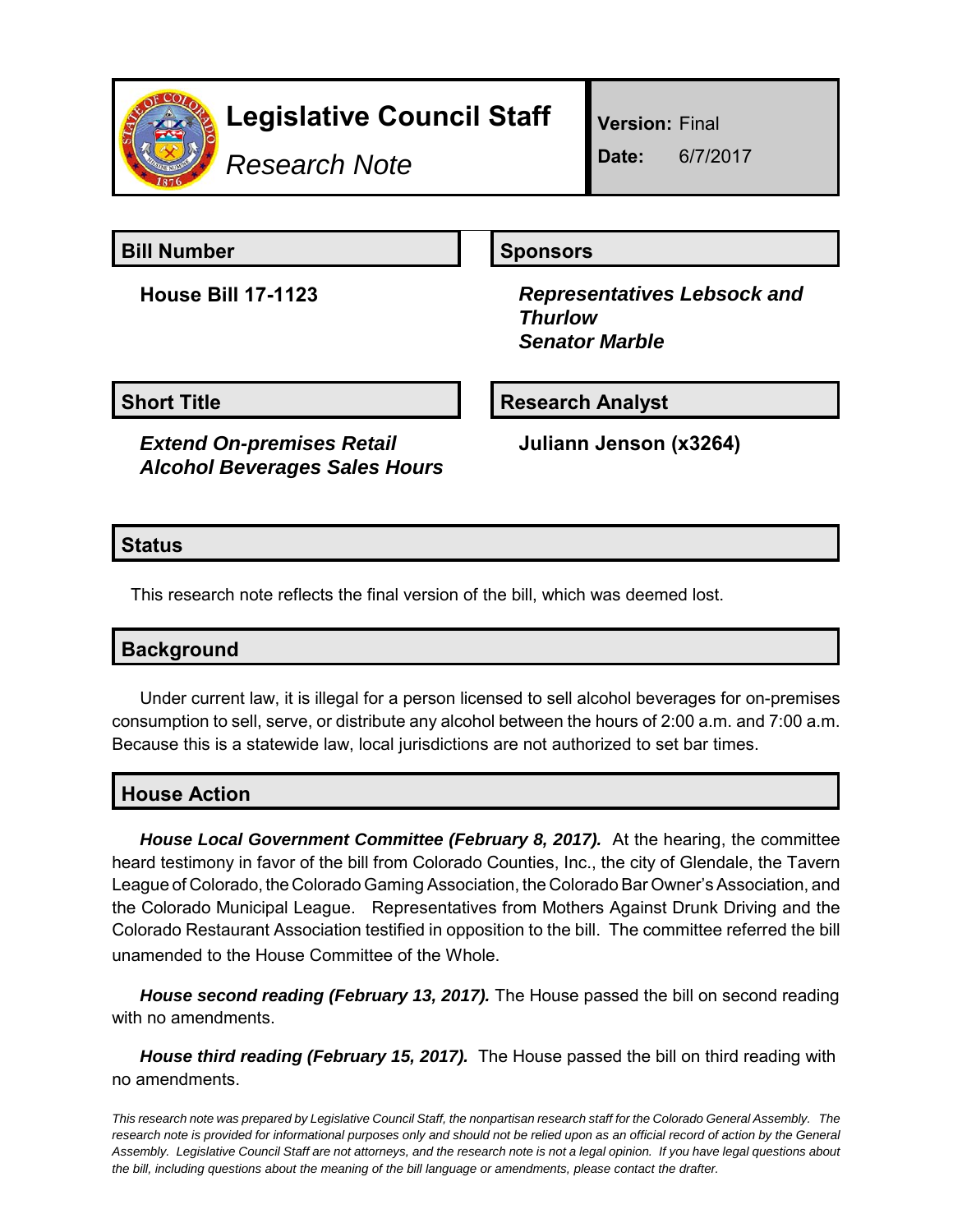# Legislative Council Staff

*Research Note*

**Version:** Final

**Date:** 6/7/2017

## Bill Number

**House Bill 17-1123**

## Sponsors

***Representatives Lebsock and Thurlow***
***Senator Marble***

## Short Title

***Extend On-premises Retail Alcohol Beverages Sales Hours***

## Research Analyst

**Juliann Jenson (x3264)**

## Status

This research note reflects the final version of the bill, which was deemed lost.

## Background

Under current law, it is illegal for a person licensed to sell alcohol beverages for on-premises consumption to sell, serve, or distribute any alcohol between the hours of 2:00 a.m. and 7:00 a.m. Because this is a statewide law, local jurisdictions are not authorized to set bar times.

## House Action

***House Local Government Committee (February 8, 2017).*** At the hearing, the committee heard testimony in favor of the bill from Colorado Counties, Inc., the city of Glendale, the Tavern League of Colorado, the Colorado Gaming Association, the Colorado Bar Owner's Association, and the Colorado Municipal League. Representatives from Mothers Against Drunk Driving and the Colorado Restaurant Association testified in opposition to the bill. The committee referred the bill unamended to the House Committee of the Whole.

***House second reading (February 13, 2017).*** The House passed the bill on second reading with no amendments.

***House third reading (February 15, 2017).*** The House passed the bill on third reading with no amendments.

*This research note was prepared by Legislative Council Staff, the nonpartisan research staff for the Colorado General Assembly. The research note is provided for informational purposes only and should not be relied upon as an official record of action by the General Assembly. Legislative Council Staff are not attorneys, and the research note is not a legal opinion. If you have legal questions about the bill, including questions about the meaning of the bill language or amendments, please contact the drafter.*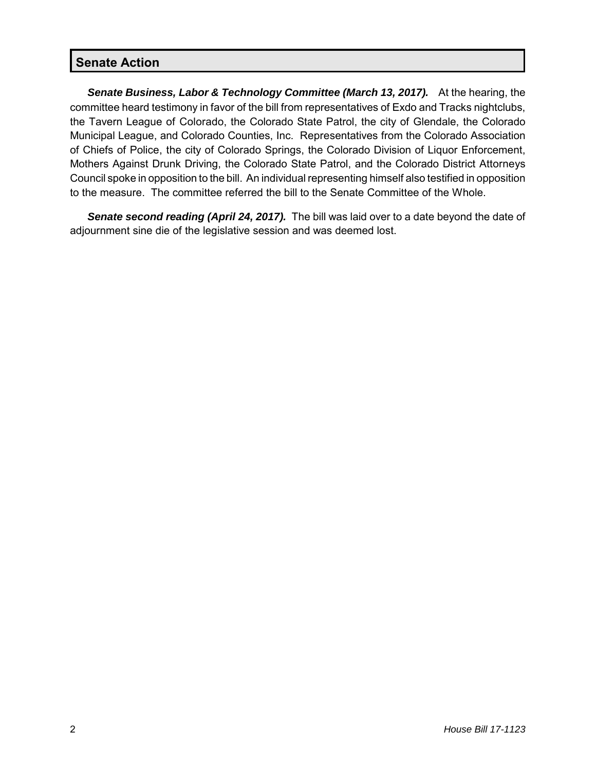## Senate Action

***Senate Business, Labor & Technology Committee (March 13, 2017).*** At the hearing, the committee heard testimony in favor of the bill from representatives of Exdo and Tracks nightclubs, the Tavern League of Colorado, the Colorado State Patrol, the city of Glendale, the Colorado Municipal League, and Colorado Counties, Inc. Representatives from the Colorado Association of Chiefs of Police, the city of Colorado Springs, the Colorado Division of Liquor Enforcement, Mothers Against Drunk Driving, the Colorado State Patrol, and the Colorado District Attorneys Council spoke in opposition to the bill. An individual representing himself also testified in opposition to the measure. The committee referred the bill to the Senate Committee of the Whole.

***Senate second reading (April 24, 2017).*** The bill was laid over to a date beyond the date of adjournment sine die of the legislative session and was deemed lost.